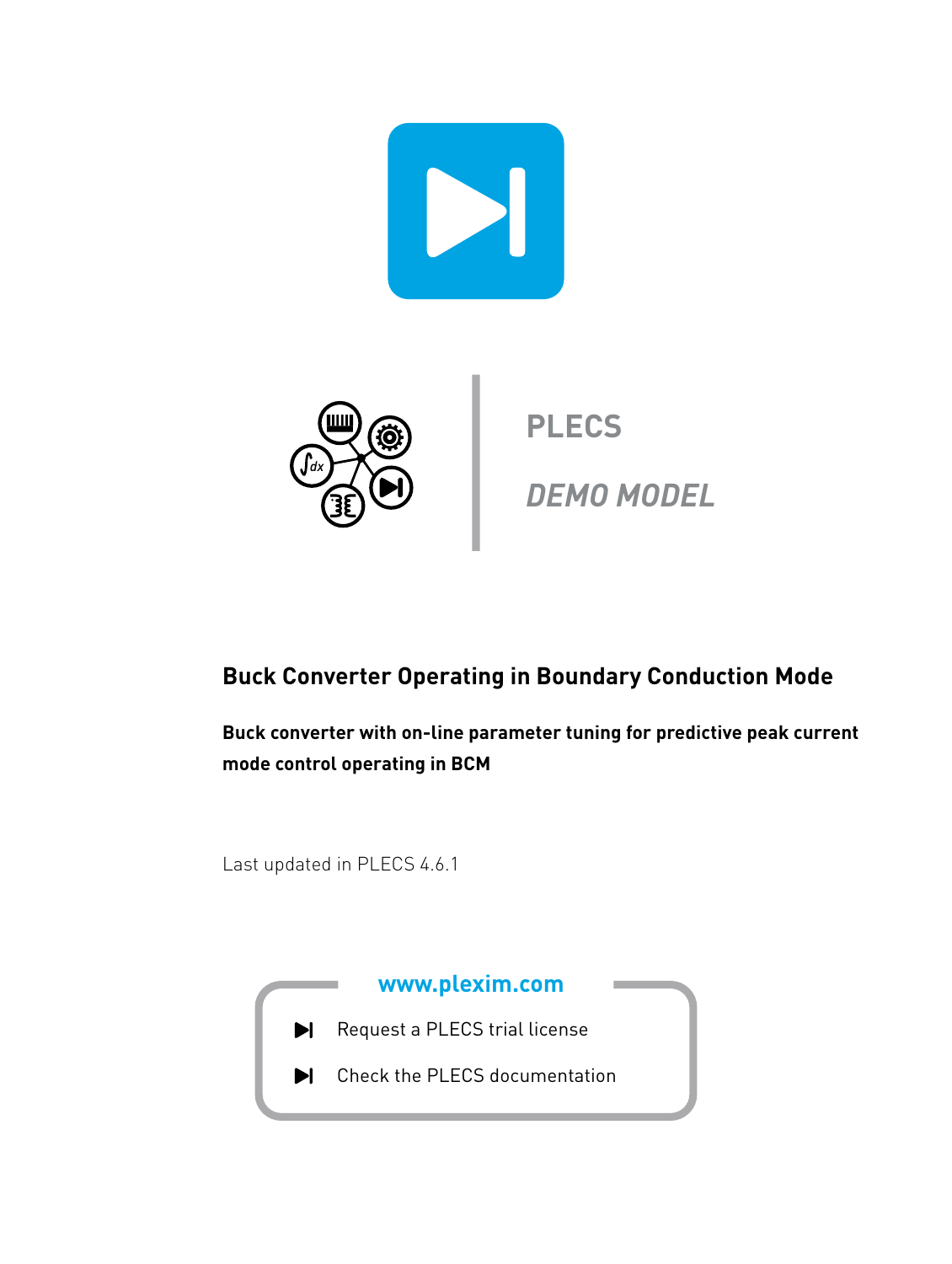PLECS

*DEMO MODEL*

# Buck Converter Operating in Boundary Conduction Mode

**Buck converter with on-line parameter tuning for predictive peak current mode control operating in BCM**

Last updated in PLECS 4.6.1

**www.plexim.com**

- Request a PLECS trial license
- Check the PLECS documentation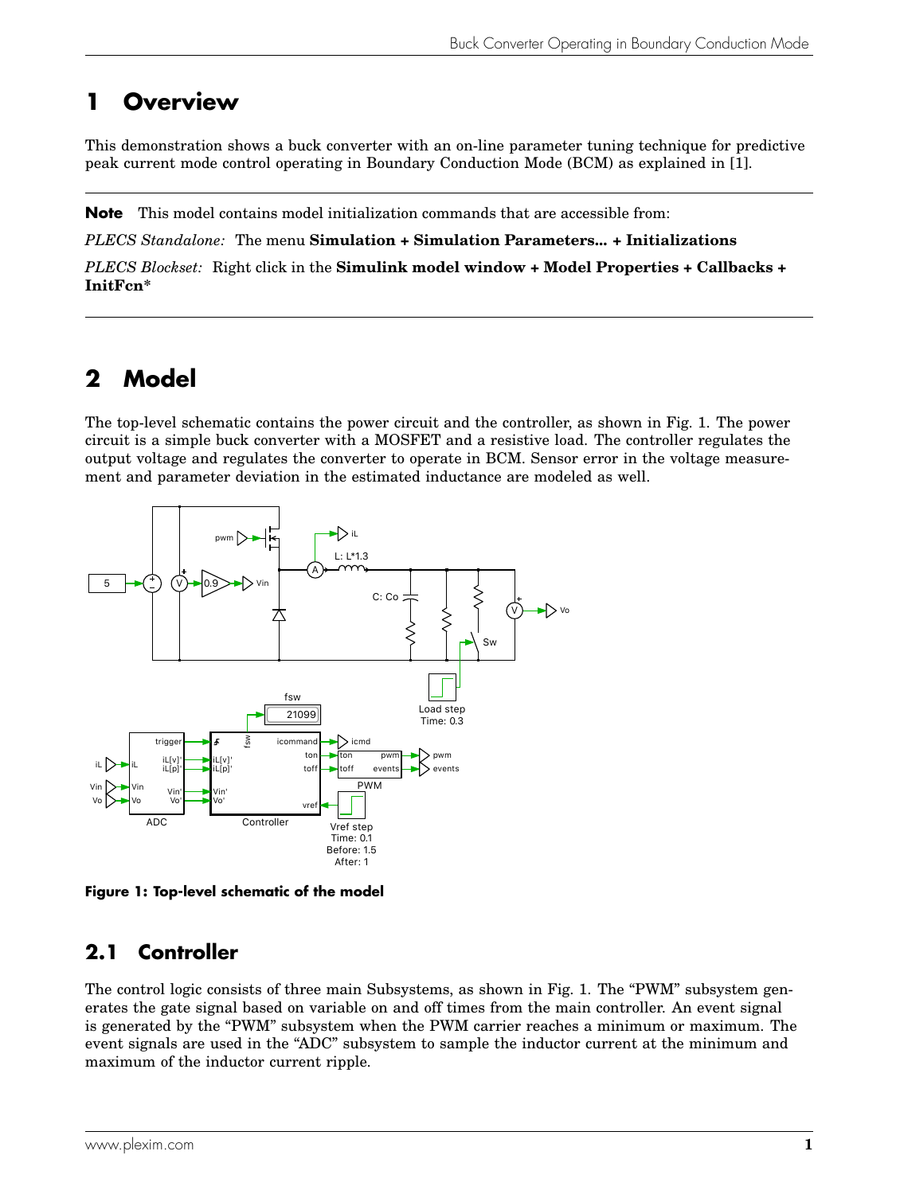# 1 Overview

This demonstration shows a buck converter with an on-line parameter tuning technique for predictive peak current mode control operating in Boundary Conduction Mode (BCM) as explained in [1].

**Note** This model contains model initialization commands that are accessible from:

*PLECS Standalone:* The menu **Simulation + Simulation Parameters... + Initializations**

*PLECS Blockset:* Right click in the **Simulink model window + Model Properties + Callbacks + InitFcn***

# 2 Model

The top-level schematic contains the power circuit and the controller, as shown in Fig. 1. The power circuit is a simple buck converter with a MOSFET and a resistive load. The controller regulates the output voltage and regulates the converter to operate in BCM. Sensor error in the voltage measurement and parameter deviation in the estimated inductance are modeled as well.

**Figure 1: Top-level schematic of the model**

## 2.1 Controller

The control logic consists of three main Subsystems, as shown in Fig. 1. The "PWM" subsystem generates the gate signal based on variable on and off times from the main controller. An event signal is generated by the "PWM" subsystem when the PWM carrier reaches a minimum or maximum. The event signals are used in the "ADC" subsystem to sample the inductor current at the minimum and maximum of the inductor current ripple.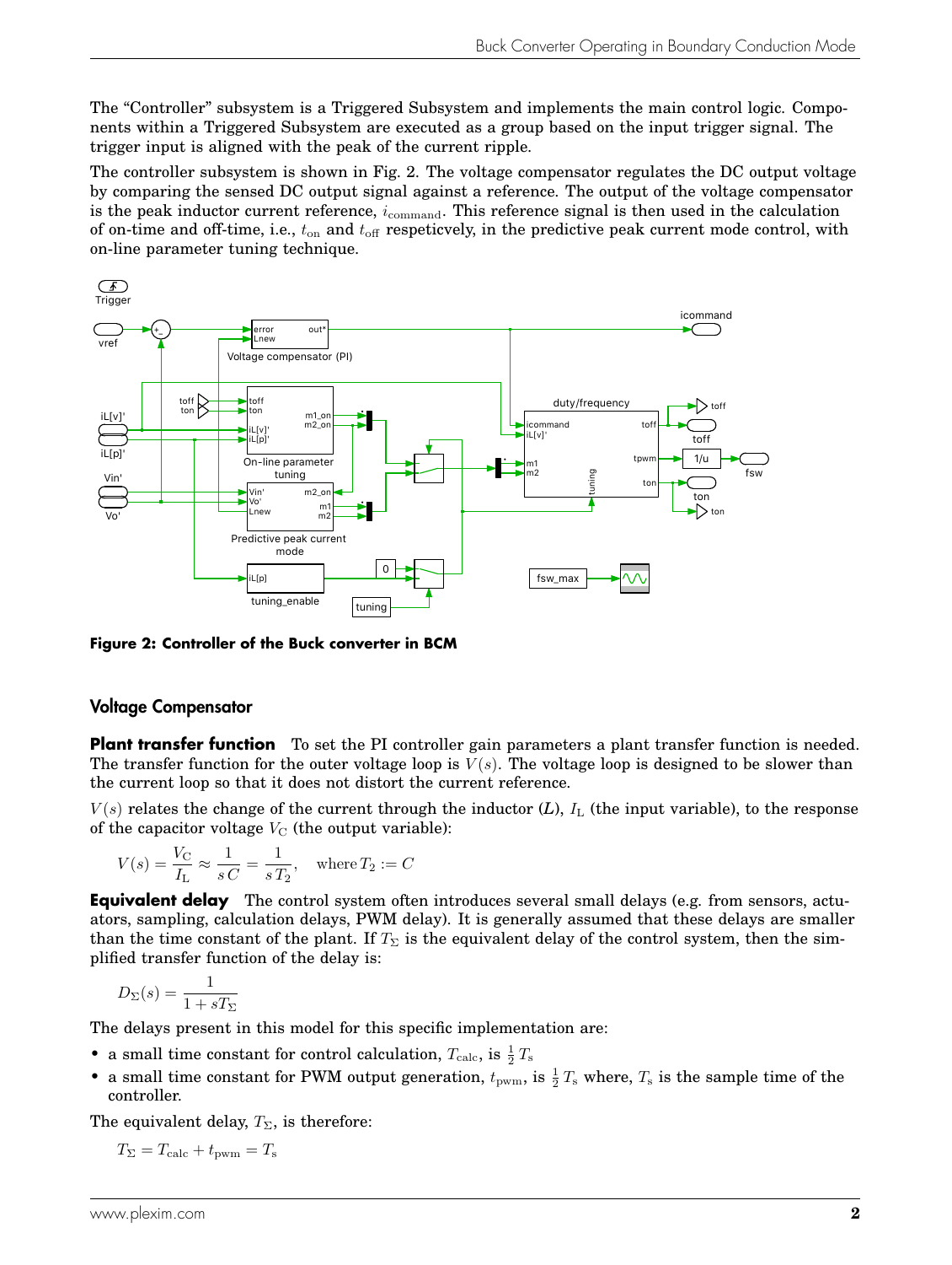The "Controller" subsystem is a Triggered Subsystem and implements the main control logic. Components within a Triggered Subsystem are executed as a group based on the input trigger signal. The trigger input is aligned with the peak of the current ripple.

The controller subsystem is shown in Fig. 2. The voltage compensator regulates the DC output voltage by comparing the sensed DC output signal against a reference. The output of the voltage compensator is the peak inductor current reference, $i_{\text{command}}$. This reference signal is then used in the calculation of on-time and off-time, i.e., $t_{\text{on}}$ and $t_{\text{off}}$ respeticvely, in the predictive peak current mode control, with on-line parameter tuning technique.

**Figure 2: Controller of the Buck converter in BCM**

## Voltage Compensator

**Plant transfer function** To set the PI controller gain parameters a plant transfer function is needed. The transfer function for the outer voltage loop is $V(s)$. The voltage loop is designed to be slower than the current loop so that it does not distort the current reference.

$V(s)$ relates the change of the current through the inductor ($L$), $I_{\text{L}}$ (the input variable), to the response of the capacitor voltage $V_{\text{C}}$ (the output variable):

$$V(s) = \frac{V_{\text{C}}}{I_{\text{L}}} \approx \frac{1}{s\,C} = \frac{1}{s\,T_2}, \quad \text{where } T_2 := C$$

**Equivalent delay** The control system often introduces several small delays (e.g. from sensors, actuators, sampling, calculation delays, PWM delay). It is generally assumed that these delays are smaller than the time constant of the plant. If $T_{\Sigma}$ is the equivalent delay of the control system, then the simplified transfer function of the delay is:

$$D_{\Sigma}(s) = \frac{1}{1 + sT_{\Sigma}}$$

The delays present in this model for this specific implementation are:

- a small time constant for control calculation, $T_{\text{calc}}$, is $\frac{1}{2}\,T_{\text{s}}$
- a small time constant for PWM output generation, $t_{\text{pwm}}$, is $\frac{1}{2}\,T_{\text{s}}$ where, $T_{\text{s}}$ is the sample time of the controller.

The equivalent delay, $T_{\Sigma}$, is therefore:

$$T_{\Sigma} = T_{\text{calc}} + t_{\text{pwm}} = T_{\text{s}}$$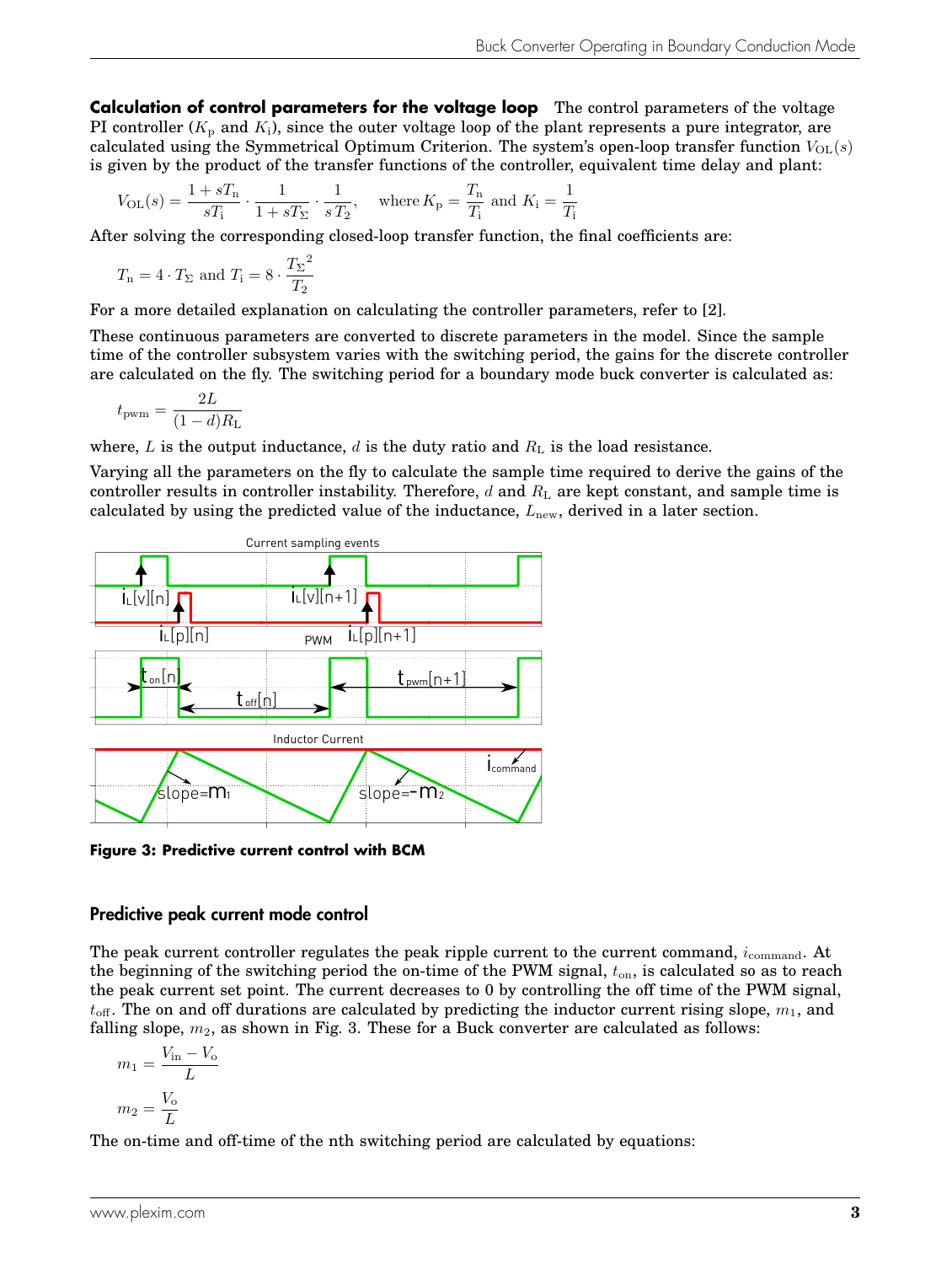**Calculation of control parameters for the voltage loop** The control parameters of the voltage PI controller ($K_\mathrm{p}$ and $K_\mathrm{i}$), since the outer voltage loop of the plant represents a pure integrator, are calculated using the Symmetrical Optimum Criterion. The system's open-loop transfer function $V_\mathrm{OL}(s)$ is given by the product of the transfer functions of the controller, equivalent time delay and plant:

$$V_\mathrm{OL}(s) = \frac{1 + sT_\mathrm{n}}{sT_\mathrm{i}} \cdot \frac{1}{1 + sT_\Sigma} \cdot \frac{1}{s\,T_2}, \quad \text{where } K_\mathrm{p} = \frac{T_\mathrm{n}}{T_\mathrm{i}} \text{ and } K_\mathrm{i} = \frac{1}{T_\mathrm{i}}$$

After solving the corresponding closed-loop transfer function, the final coefficients are:

$$T_\mathrm{n} = 4 \cdot T_\Sigma \text{ and } T_\mathrm{i} = 8 \cdot \frac{{T_\Sigma}^2}{T_2}$$

For a more detailed explanation on calculating the controller parameters, refer to [2].

These continuous parameters are converted to discrete parameters in the model. Since the sample time of the controller subsystem varies with the switching period, the gains for the discrete controller are calculated on the fly. The switching period for a boundary mode buck converter is calculated as:

$$t_\mathrm{pwm} = \frac{2L}{(1-d)R_\mathrm{L}}$$

where, $L$ is the output inductance, $d$ is the duty ratio and $R_\mathrm{L}$ is the load resistance.

Varying all the parameters on the fly to calculate the sample time required to derive the gains of the controller results in controller instability. Therefore, $d$ and $R_\mathrm{L}$ are kept constant, and sample time is calculated by using the predicted value of the inductance, $L_\mathrm{new}$, derived in a later section.

**Figure 3: Predictive current control with BCM**

## Predictive peak current mode control

The peak current controller regulates the peak ripple current to the current command, $i_\mathrm{command}$. At the beginning of the switching period the on-time of the PWM signal, $t_\mathrm{on}$, is calculated so as to reach the peak current set point. The current decreases to 0 by controlling the off time of the PWM signal, $t_\mathrm{off}$. The on and off durations are calculated by predicting the inductor current rising slope, $m_1$, and falling slope, $m_2$, as shown in Fig. 3. These for a Buck converter are calculated as follows:

$$m_1 = \frac{V_\mathrm{in} - V_\mathrm{o}}{L}$$

$$m_2 = \frac{V_\mathrm{o}}{L}$$

The on-time and off-time of the nth switching period are calculated by equations: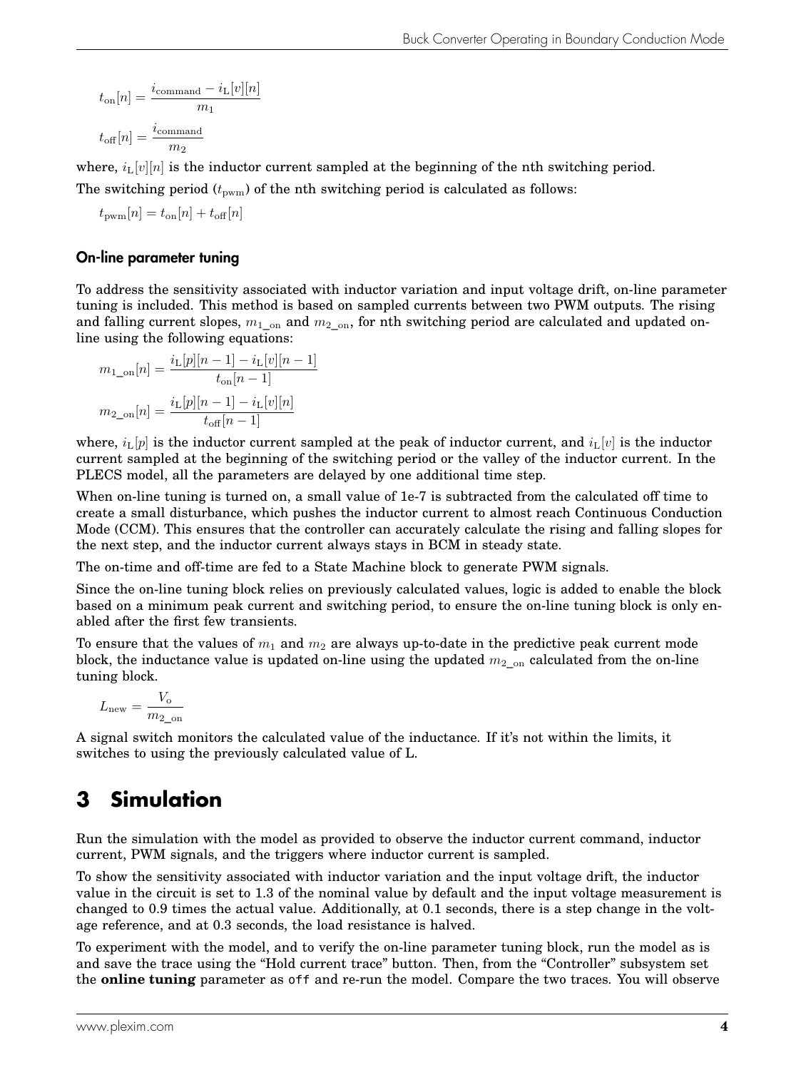$$t_{\mathrm{on}}[n] = \frac{i_{\mathrm{command}} - i_{\mathrm{L}}[v][n]}{m_1}$$

$$t_{\mathrm{off}}[n] = \frac{i_{\mathrm{command}}}{m_2}$$

where, $i_{\mathrm{L}}[v][n]$ is the inductor current sampled at the beginning of the nth switching period.

The switching period ($t_{\mathrm{pwm}}$) of the nth switching period is calculated as follows:

$$t_{\mathrm{pwm}}[n] = t_{\mathrm{on}}[n] + t_{\mathrm{off}}[n]$$

### On-line parameter tuning

To address the sensitivity associated with inductor variation and input voltage drift, on-line parameter tuning is included. This method is based on sampled currents between two PWM outputs. The rising and falling current slopes, $m_{1\_\mathrm{on}}$ and $m_{2\_\mathrm{on}}$, for nth switching period are calculated and updated on-line using the following equations:

$$m_{1\_\mathrm{on}}[n] = \frac{i_{\mathrm{L}}[p][n-1] - i_{\mathrm{L}}[v][n-1]}{t_{\mathrm{on}}[n-1]}$$

$$m_{2\_\mathrm{on}}[n] = \frac{i_{\mathrm{L}}[p][n-1] - i_{\mathrm{L}}[v][n]}{t_{\mathrm{off}}[n-1]}$$

where, $i_{\mathrm{L}}[p]$ is the inductor current sampled at the peak of inductor current, and $i_{\mathrm{L}}[v]$ is the inductor current sampled at the beginning of the switching period or the valley of the inductor current. In the PLECS model, all the parameters are delayed by one additional time step.

When on-line tuning is turned on, a small value of 1e-7 is subtracted from the calculated off time to create a small disturbance, which pushes the inductor current to almost reach Continuous Conduction Mode (CCM). This ensures that the controller can accurately calculate the rising and falling slopes for the next step, and the inductor current always stays in BCM in steady state.

The on-time and off-time are fed to a State Machine block to generate PWM signals.

Since the on-line tuning block relies on previously calculated values, logic is added to enable the block based on a minimum peak current and switching period, to ensure the on-line tuning block is only enabled after the first few transients.

To ensure that the values of $m_1$ and $m_2$ are always up-to-date in the predictive peak current mode block, the inductance value is updated on-line using the updated $m_{2\_\mathrm{on}}$ calculated from the on-line tuning block.

$$L_{\mathrm{new}} = \frac{V_{\mathrm{o}}}{m_{2\_\mathrm{on}}}$$

A signal switch monitors the calculated value of the inductance. If it's not within the limits, it switches to using the previously calculated value of L.

# 3 Simulation

Run the simulation with the model as provided to observe the inductor current command, inductor current, PWM signals, and the triggers where inductor current is sampled.

To show the sensitivity associated with inductor variation and the input voltage drift, the inductor value in the circuit is set to 1.3 of the nominal value by default and the input voltage measurement is changed to 0.9 times the actual value. Additionally, at 0.1 seconds, there is a step change in the voltage reference, and at 0.3 seconds, the load resistance is halved.

To experiment with the model, and to verify the on-line parameter tuning block, run the model as is and save the trace using the "Hold current trace" button. Then, from the "Controller" subsystem set the **online tuning** parameter as `off` and re-run the model. Compare the two traces. You will observe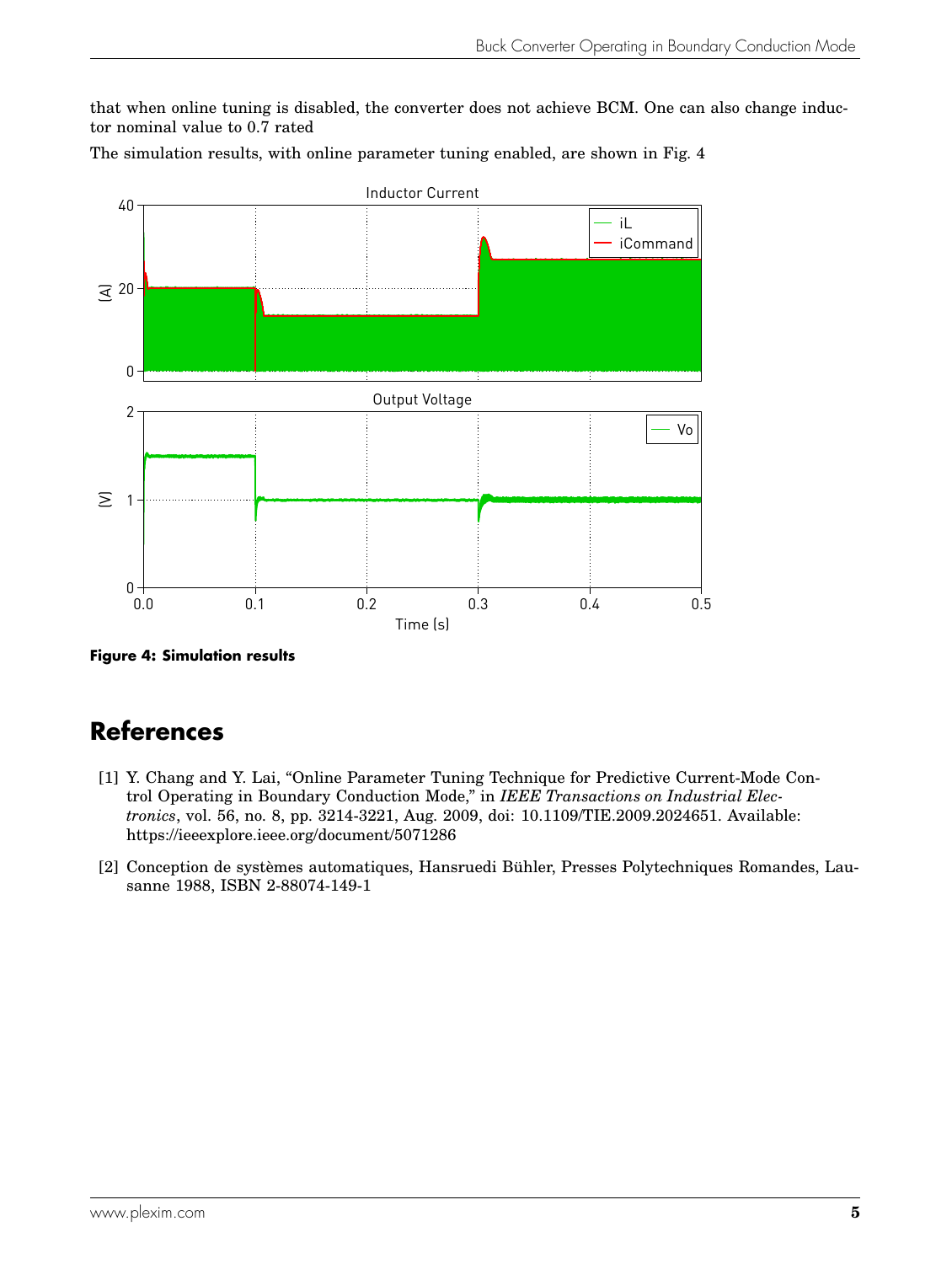that when online tuning is disabled, the converter does not achieve BCM. One can also change inductor nominal value to 0.7 rated

The simulation results, with online parameter tuning enabled, are shown in Fig. 4

**Figure 4: Simulation results**

# References

[1] Y. Chang and Y. Lai, "Online Parameter Tuning Technique for Predictive Current-Mode Control Operating in Boundary Conduction Mode," in *IEEE Transactions on Industrial Electronics*, vol. 56, no. 8, pp. 3214-3221, Aug. 2009, doi: 10.1109/TIE.2009.2024651. Available: https://ieeexplore.ieee.org/document/5071286

[2] Conception de systèmes automatiques, Hansruedi Bühler, Presses Polytechniques Romandes, Lausanne 1988, ISBN 2-88074-149-1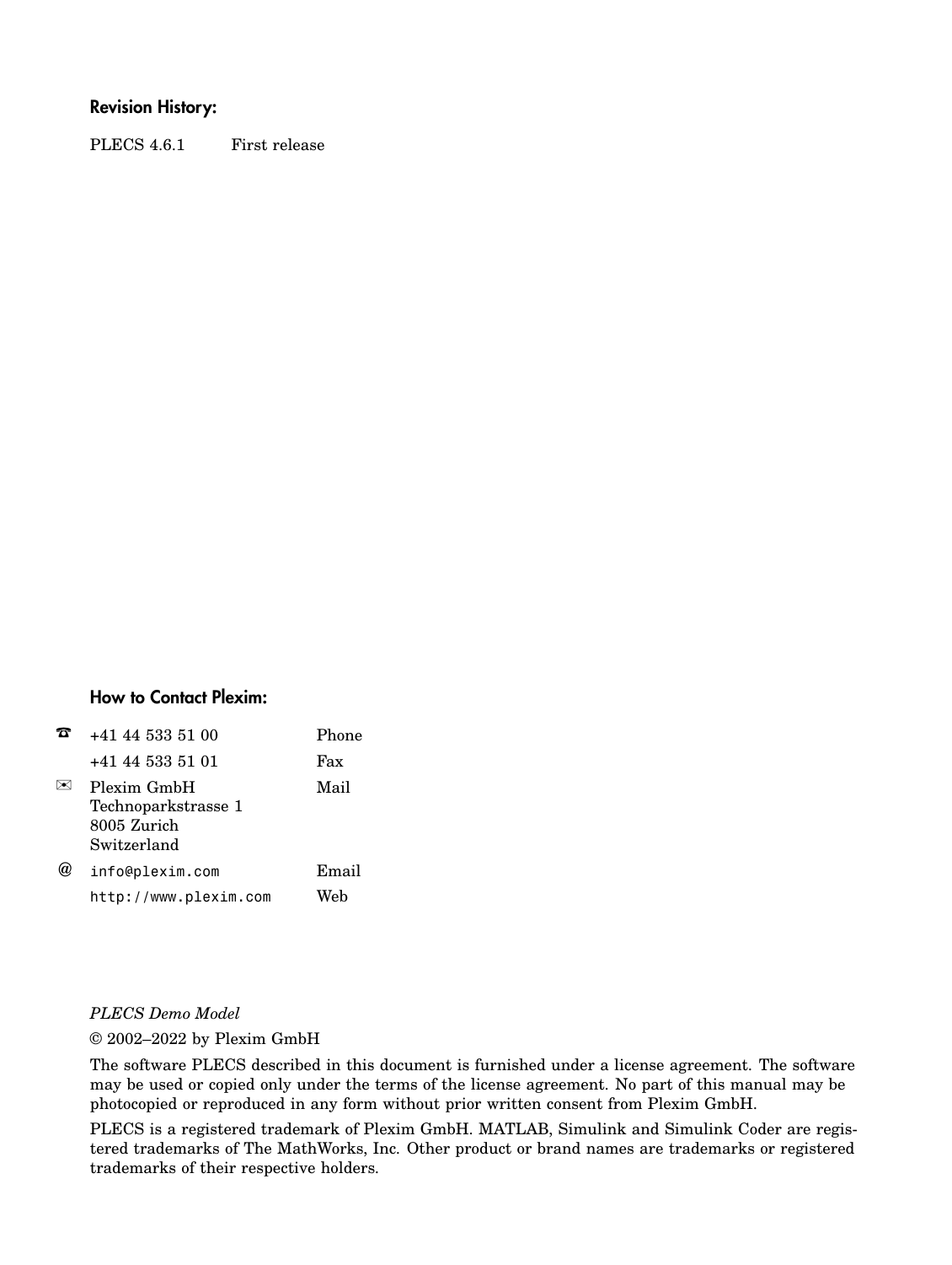### Revision History:

| | |
|---|---|
| PLECS 4.6.1 | First release |

### How to Contact Plexim:

| | | |
|---|---|---|
| ☎ | +41 44 533 51 00 | Phone |
| | +41 44 533 51 01 | Fax |
| ✉ | Plexim GmbH<br>Technoparkstrasse 1<br>8005 Zurich<br>Switzerland | Mail |
| @ | info@plexim.com | Email |
| | http://www.plexim.com | Web |

*PLECS Demo Model*

© 2002–2022 by Plexim GmbH

The software PLECS described in this document is furnished under a license agreement. The software may be used or copied only under the terms of the license agreement. No part of this manual may be photocopied or reproduced in any form without prior written consent from Plexim GmbH.

PLECS is a registered trademark of Plexim GmbH. MATLAB, Simulink and Simulink Coder are registered trademarks of The MathWorks, Inc. Other product or brand names are trademarks or registered trademarks of their respective holders.